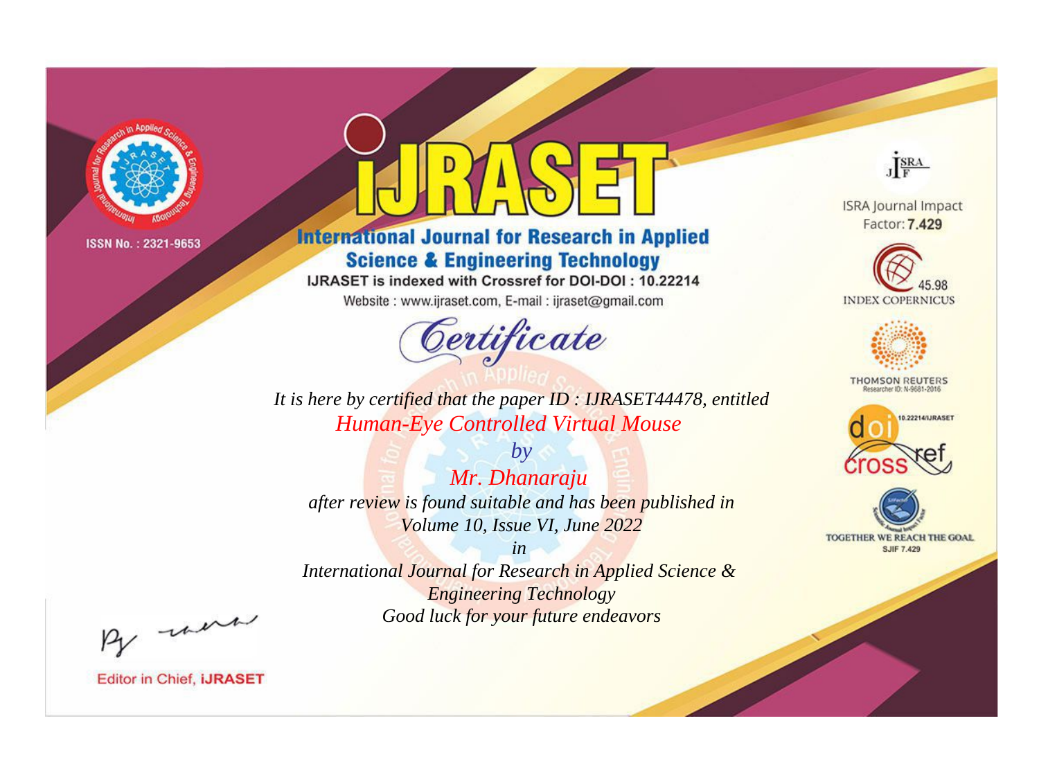ISSN No. : 2321-9653

# iJRASET

## International Journal for Research in Applied Science & Engineering Technology

IJRASET is indexed with Crossref for DOI-DOI : 10.22214

Website : www.ijraset.com, E-mail : ijraset@gmail.com

ISRA Journal Impact Factor: **7.429**

45.98 INDEX COPERNICUS

THOMSON REUTERS Researcher ID: N-9681-2016

10.22214/IJRASET

TOGETHER WE REACH THE GOAL SJIF 7.429

## Certificate

*It is here by certified that the paper ID : IJRASET44478, entitled*

*Human-Eye Controlled Virtual Mouse*

*by*

*Mr. Dhanaraju*

*after review is found suitable and has been published in*

*Volume 10, Issue VI, June 2022*

*in*

*International Journal for Research in Applied Science & Engineering Technology*

*Good luck for your future endeavors*

Editor in Chief, **iJRASET**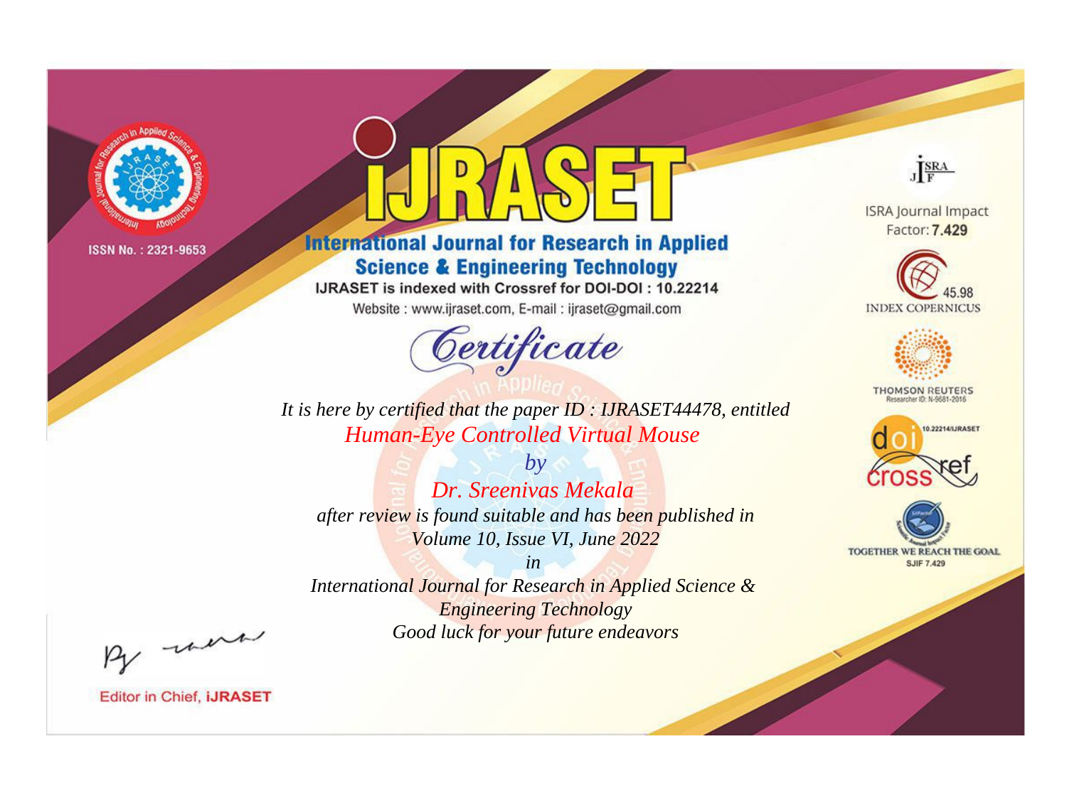ISSN No. : 2321-9653

# iJRASET

## International Journal for Research in Applied Science & Engineering Technology

IJRASET is indexed with Crossref for DOI-DOI : 10.22214

Website : www.ijraset.com, E-mail : ijraset@gmail.com

*Certificate*

*It is here by certified that the paper ID : IJRASET44478, entitled*

*Human-Eye Controlled Virtual Mouse*

*by*

*Dr. Sreenivas Mekala*

*after review is found suitable and has been published in*

*Volume 10, Issue VI, June 2022*

*in*

*International Journal for Research in Applied Science & Engineering Technology*

*Good luck for your future endeavors*

ISRA Journal Impact Factor: **7.429**

45.98 INDEX COPERNICUS

THOMSON REUTERS Researcher ID: N-9681-2016

10.22214/IJRASET

TOGETHER WE REACH THE GOAL SJIF 7.429

Editor in Chief, **iJRASET**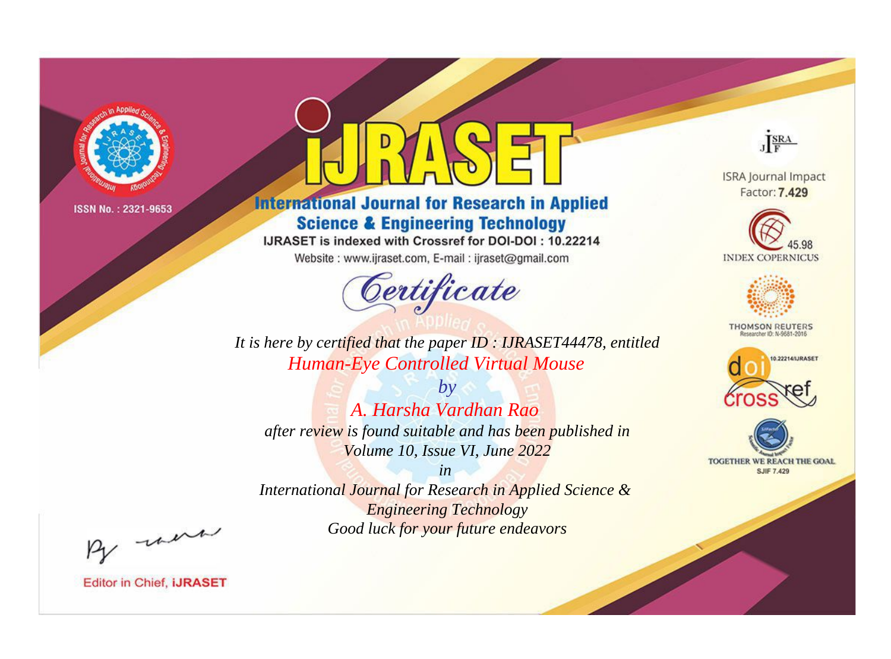ISSN No. : 2321-9653

# iJRASET

## International Journal for Research in Applied Science & Engineering Technology

IJRASET is indexed with Crossref for DOI-DOI : 10.22214

Website : www.ijraset.com, E-mail : ijraset@gmail.com

ISRA Journal Impact Factor: **7.429**

45.98 INDEX COPERNICUS

THOMSON REUTERS Researcher ID: N-9681-2016

10.22214/IJRASET

TOGETHER WE REACH THE GOAL SJIF 7.429

*Certificate*

*It is here by certified that the paper ID : IJRASET44478, entitled*

*Human-Eye Controlled Virtual Mouse*

*by*

*A. Harsha Vardhan Rao*

*after review is found suitable and has been published in*

*Volume 10, Issue VI, June 2022*

*in*

*International Journal for Research in Applied Science & Engineering Technology*

*Good luck for your future endeavors*

Editor in Chief, **iJRASET**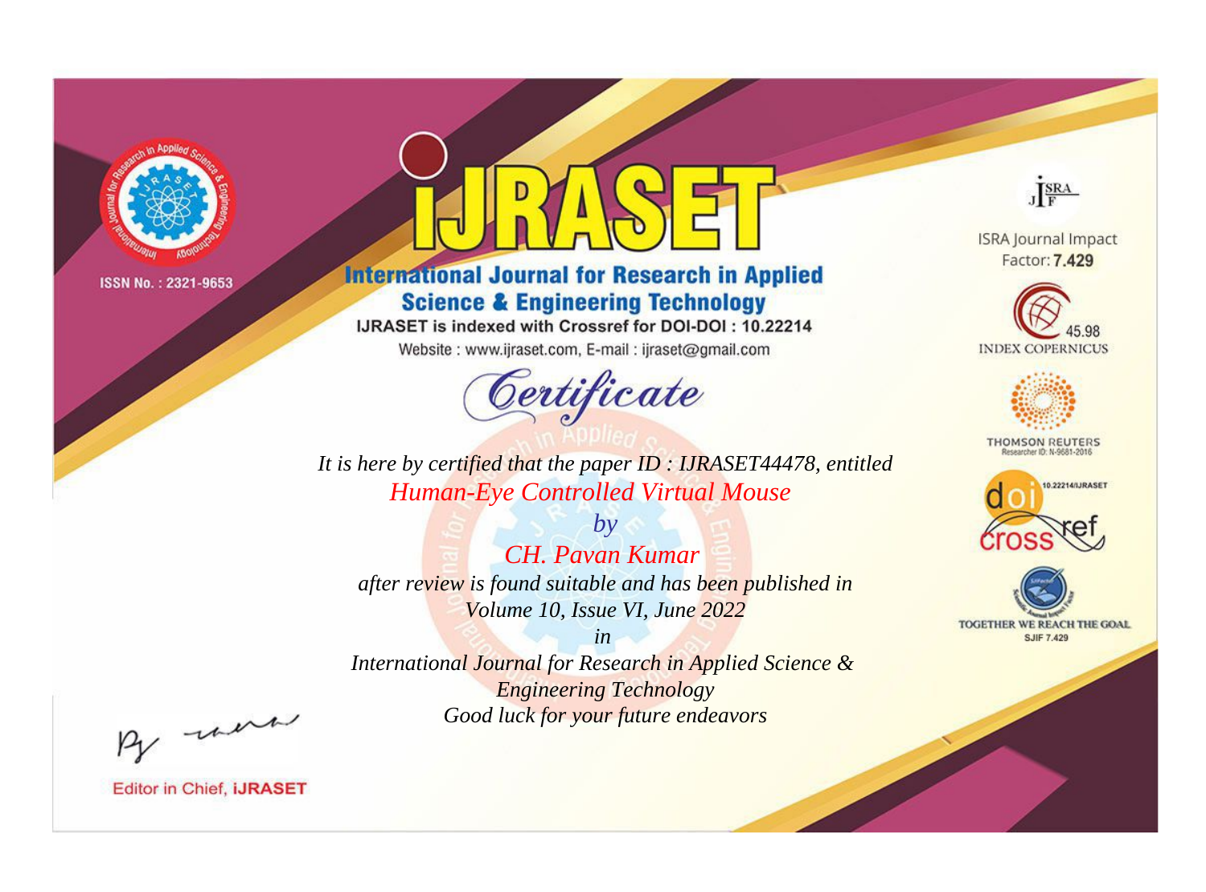ISSN No. : 2321-9653

# iJRASET

## International Journal for Research in Applied Science & Engineering Technology

IJRASET is indexed with Crossref for DOI-DOI : 10.22214

Website : www.ijraset.com, E-mail : ijraset@gmail.com

ISRA Journal Impact Factor: **7.429**

45.98 INDEX COPERNICUS

THOMSON REUTERS Researcher ID: N-9681-2016

10.22214/IJRASET

TOGETHER WE REACH THE GOAL SJIF 7.429

# *Certificate*

*It is here by certified that the paper ID : IJRASET44478, entitled*

*Human-Eye Controlled Virtual Mouse*

*by*

*CH. Pavan Kumar*

*after review is found suitable and has been published in*

*Volume 10, Issue VI, June 2022*

*in*

*International Journal for Research in Applied Science & Engineering Technology*

*Good luck for your future endeavors*

Editor in Chief, **iJRASET**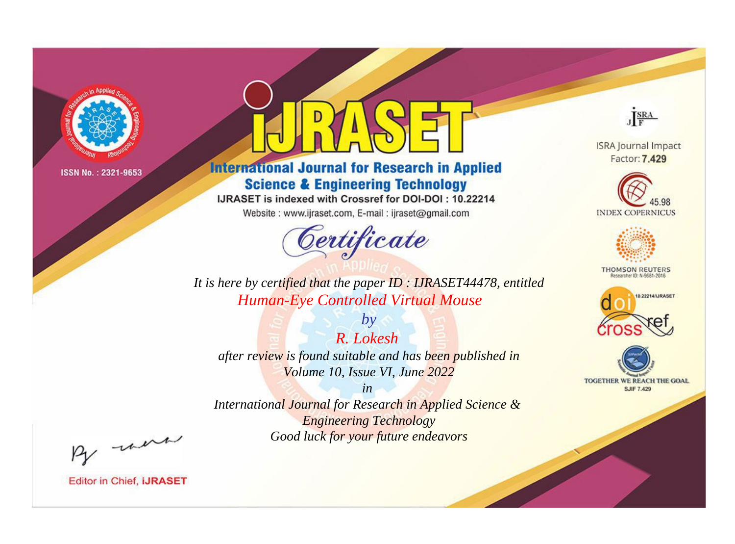ISSN No. : 2321-9653

# iJRASET

## International Journal for Research in Applied Science & Engineering Technology

IJRASET is indexed with Crossref for DOI-DOI : 10.22214

Website : www.ijraset.com, E-mail : ijraset@gmail.com

# *Certificate*

*It is here by certified that the paper ID : IJRASET44478, entitled*

*Human-Eye Controlled Virtual Mouse*

*by*

*R. Lokesh*

*after review is found suitable and has been published in*

*Volume 10, Issue VI, June 2022*

*in*

*International Journal for Research in Applied Science & Engineering Technology*

*Good luck for your future endeavors*

ISRA Journal Impact Factor: **7.429**

45.98 INDEX COPERNICUS

THOMSON REUTERS Researcher ID: N-9681-2016

10.22214/IJRASET

TOGETHER WE REACH THE GOAL SJIF 7.429

Editor in Chief, **iJRASET**